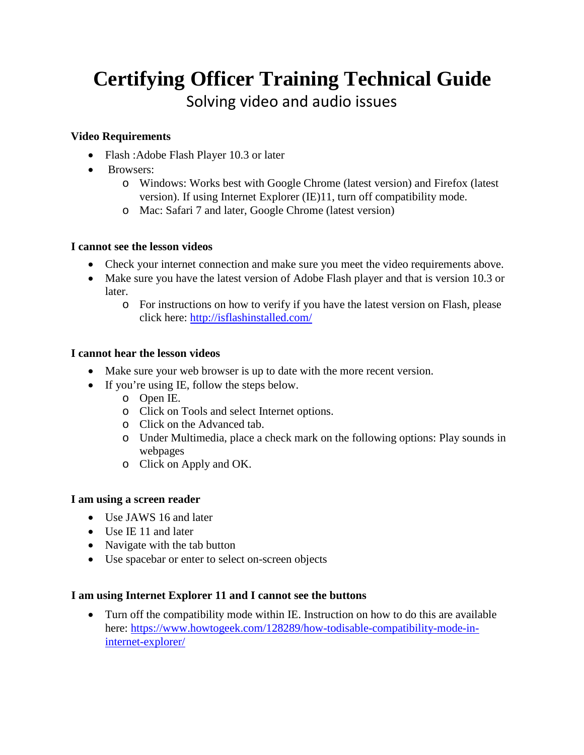# Certifying Officer Training Technical Guide

## Solving video and audio issues

**Video Requirements**

- Flash :Adobe Flash Player 10.3 or later
- Browsers:
  - Windows: Works best with Google Chrome (latest version) and Firefox (latest version). If using Internet Explorer (IE)11, turn off compatibility mode.
  - Mac: Safari 7 and later, Google Chrome (latest version)

**I cannot see the lesson videos**

- Check your internet connection and make sure you meet the video requirements above.
- Make sure you have the latest version of Adobe Flash player and that is version 10.3 or later.
  - For instructions on how to verify if you have the latest version on Flash, please click here: [http://isflashinstalled.com/](http://isflashinstalled.com/)

**I cannot hear the lesson videos**

- Make sure your web browser is up to date with the more recent version.
- If you're using IE, follow the steps below.
  - Open IE.
  - Click on Tools and select Internet options.
  - Click on the Advanced tab.
  - Under Multimedia, place a check mark on the following options: Play sounds in webpages
  - Click on Apply and OK.

**I am using a screen reader**

- Use JAWS 16 and later
- Use IE 11 and later
- Navigate with the tab button
- Use spacebar or enter to select on-screen objects

**I am using Internet Explorer 11 and I cannot see the buttons**

- Turn off the compatibility mode within IE. Instruction on how to do this are available here: [https://www.howtogeek.com/128289/how-todisable-compatibility-mode-in-internet-explorer/](https://www.howtogeek.com/128289/how-todisable-compatibility-mode-in-internet-explorer/)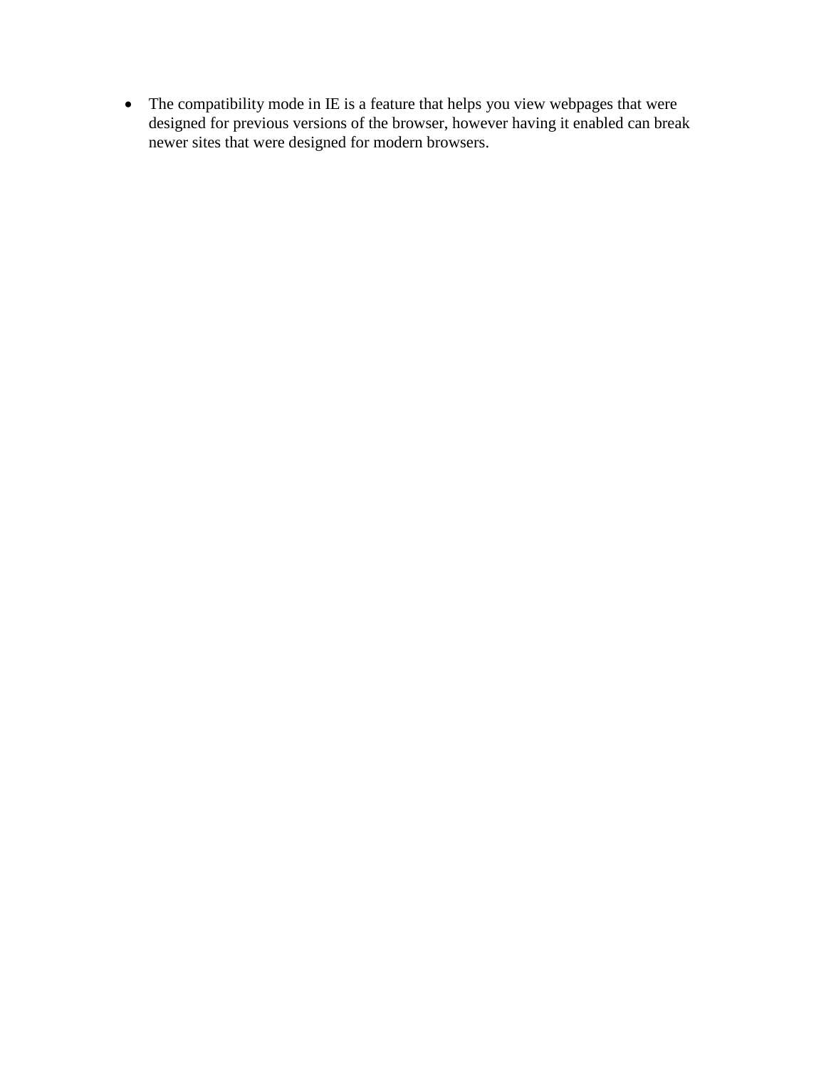- The compatibility mode in IE is a feature that helps you view webpages that were designed for previous versions of the browser, however having it enabled can break newer sites that were designed for modern browsers.